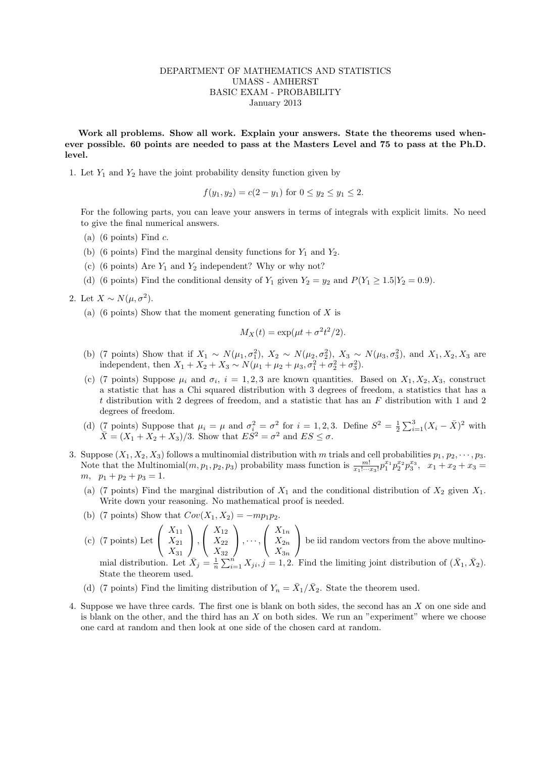DEPARTMENT OF MATHEMATICS AND STATISTICS
UMASS - AMHERST
BASIC EXAM - PROBABILITY
January 2013

**Work all problems. Show all work. Explain your answers. State the theorems used whenever possible. 60 points are needed to pass at the Masters Level and 75 to pass at the Ph.D. level.**

1. Let $Y_1$ and $Y_2$ have the joint probability density function given by

$$f(y_1, y_2) = c(2 - y_1) \text{ for } 0 \leq y_2 \leq y_1 \leq 2.$$

For the following parts, you can leave your answers in terms of integrals with explicit limits. No need to give the final numerical answers.

   (a) (6 points) Find $c$.

   (b) (6 points) Find the marginal density functions for $Y_1$ and $Y_2$.

   (c) (6 points) Are $Y_1$ and $Y_2$ independent? Why or why not?

   (d) (6 points) Find the conditional density of $Y_1$ given $Y_2 = y_2$ and $P(Y_1 \geq 1.5 | Y_2 = 0.9)$.

2. Let $X \sim N(\mu, \sigma^2)$.

   (a) (6 points) Show that the moment generating function of $X$ is

$$M_X(t) = \exp(\mu t + \sigma^2 t^2/2).$$

   (b) (7 points) Show that if $X_1 \sim N(\mu_1, \sigma_1^2)$, $X_2 \sim N(\mu_2, \sigma_2^2)$, $X_3 \sim N(\mu_3, \sigma_3^2)$, and $X_1, X_2, X_3$ are independent, then $X_1 + X_2 + X_3 \sim N(\mu_1 + \mu_2 + \mu_3, \sigma_1^2 + \sigma_2^2 + \sigma_3^2)$.

   (c) (7 points) Suppose $\mu_i$ and $\sigma_i$, $i = 1, 2, 3$ are known quantities. Based on $X_1, X_2, X_3$, construct a statistic that has a Chi squared distribution with 3 degrees of freedom, a statistics that has a $t$ distribution with 2 degrees of freedom, and a statistic that has an $F$ distribution with 1 and 2 degrees of freedom.

   (d) (7 points) Suppose that $\mu_i = \mu$ and $\sigma_i^2 = \sigma^2$ for $i = 1, 2, 3$. Define $S^2 = \frac{1}{2}\sum_{i=1}^{3}(X_i - \bar{X})^2$ with $\bar{X} = (X_1 + X_2 + X_3)/3$. Show that $ES^2 = \sigma^2$ and $ES \leq \sigma$.

3. Suppose $(X_1, X_2, X_3)$ follows a multinomial distribution with $m$ trials and cell probabilities $p_1, p_2, \cdots, p_3$. Note that the Multinomial$(m, p_1, p_2, p_3)$ probability mass function is $\frac{m!}{x_1! \cdots x_3!} p_1^{x_1} p_2^{x_2} p_3^{x_3}$, $x_1 + x_2 + x_3 = m$, $p_1 + p_2 + p_3 = 1$.

   (a) (7 points) Find the marginal distribution of $X_1$ and the conditional distribution of $X_2$ given $X_1$. Write down your reasoning. No mathematical proof is needed.

   (b) (7 points) Show that $Cov(X_1, X_2) = -mp_1p_2$.

   (c) (7 points) Let $\begin{pmatrix} X_{11} \\ X_{21} \\ X_{31} \end{pmatrix}, \begin{pmatrix} X_{12} \\ X_{22} \\ X_{32} \end{pmatrix}, \cdots, \begin{pmatrix} X_{1n} \\ X_{2n} \\ X_{3n} \end{pmatrix}$ be iid random vectors from the above multinomial distribution. Let $\bar{X}_j = \frac{1}{n}\sum_{i=1}^{n} X_{ji}, j = 1, 2$. Find the limiting joint distribution of $(\bar{X}_1, \bar{X}_2)$. State the theorem used.

   (d) (7 points) Find the limiting distribution of $Y_n = \bar{X}_1/\bar{X}_2$. State the theorem used.

4. Suppose we have three cards. The first one is blank on both sides, the second has an $X$ on one side and is blank on the other, and the third has an $X$ on both sides. We run an "experiment" where we choose one card at random and then look at one side of the chosen card at random.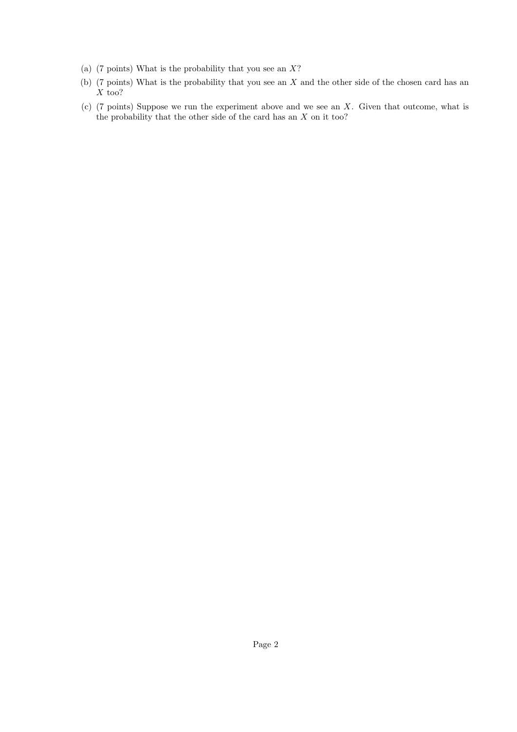(a) (7 points) What is the probability that you see an $X$?

(b) (7 points) What is the probability that you see an $X$ and the other side of the chosen card has an $X$ too?

(c) (7 points) Suppose we run the experiment above and we see an $X$. Given that outcome, what is the probability that the other side of the card has an $X$ on it too?